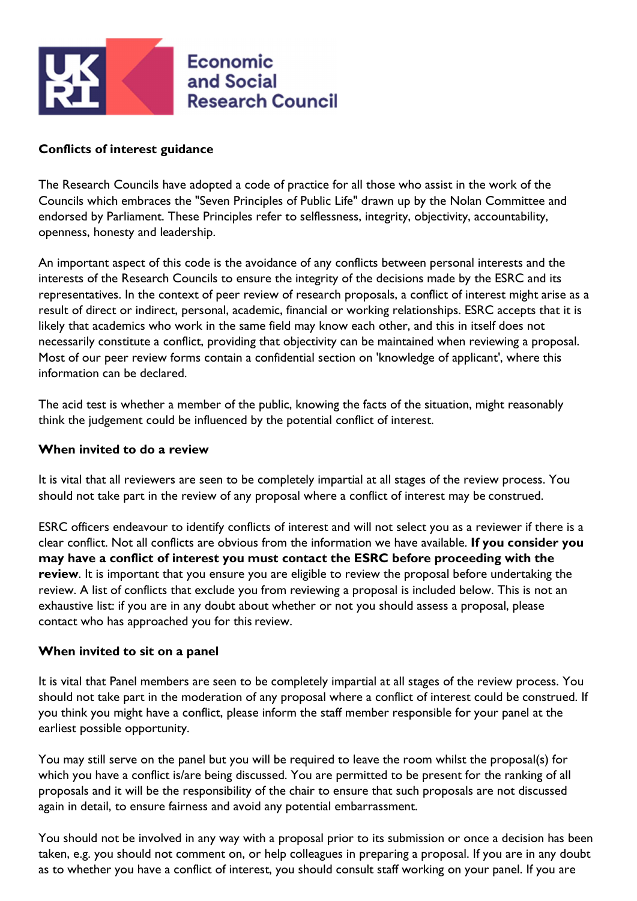**Conflicts of interest guidance**

The Research Councils have adopted a code of practice for all those who assist in the work of the Councils which embraces the "Seven Principles of Public Life" drawn up by the Nolan Committee and endorsed by Parliament. These Principles refer to selflessness, integrity, objectivity, accountability, openness, honesty and leadership.

An important aspect of this code is the avoidance of any conflicts between personal interests and the interests of the Research Councils to ensure the integrity of the decisions made by the ESRC and its representatives. In the context of peer review of research proposals, a conflict of interest might arise as a result of direct or indirect, personal, academic, financial or working relationships. ESRC accepts that it is likely that academics who work in the same field may know each other, and this in itself does not necessarily constitute a conflict, providing that objectivity can be maintained when reviewing a proposal. Most of our peer review forms contain a confidential section on 'knowledge of applicant', where this information can be declared.

The acid test is whether a member of the public, knowing the facts of the situation, might reasonably think the judgement could be influenced by the potential conflict of interest.

**When invited to do a review**

It is vital that all reviewers are seen to be completely impartial at all stages of the review process. You should not take part in the review of any proposal where a conflict of interest may be construed.

ESRC officers endeavour to identify conflicts of interest and will not select you as a reviewer if there is a clear conflict. Not all conflicts are obvious from the information we have available. **If you consider you may have a conflict of interest you must contact the ESRC before proceeding with the review**. It is important that you ensure you are eligible to review the proposal before undertaking the review. A list of conflicts that exclude you from reviewing a proposal is included below. This is not an exhaustive list: if you are in any doubt about whether or not you should assess a proposal, please contact who has approached you for this review.

**When invited to sit on a panel**

It is vital that Panel members are seen to be completely impartial at all stages of the review process. You should not take part in the moderation of any proposal where a conflict of interest could be construed. If you think you might have a conflict, please inform the staff member responsible for your panel at the earliest possible opportunity.

You may still serve on the panel but you will be required to leave the room whilst the proposal(s) for which you have a conflict is/are being discussed. You are permitted to be present for the ranking of all proposals and it will be the responsibility of the chair to ensure that such proposals are not discussed again in detail, to ensure fairness and avoid any potential embarrassment.

You should not be involved in any way with a proposal prior to its submission or once a decision has been taken, e.g. you should not comment on, or help colleagues in preparing a proposal. If you are in any doubt as to whether you have a conflict of interest, you should consult staff working on your panel. If you are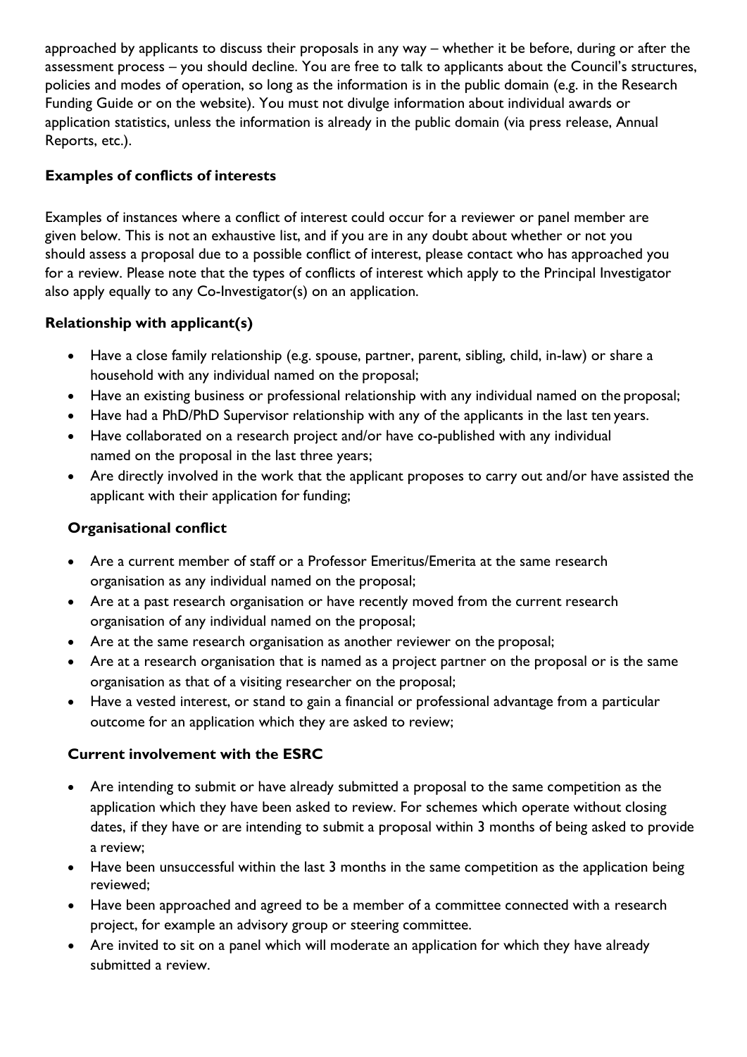approached by applicants to discuss their proposals in any way – whether it be before, during or after the assessment process – you should decline. You are free to talk to applicants about the Council's structures, policies and modes of operation, so long as the information is in the public domain (e.g. in the Research Funding Guide or on the website). You must not divulge information about individual awards or application statistics, unless the information is already in the public domain (via press release, Annual Reports, etc.).

**Examples of conflicts of interests**

Examples of instances where a conflict of interest could occur for a reviewer or panel member are given below. This is not an exhaustive list, and if you are in any doubt about whether or not you should assess a proposal due to a possible conflict of interest, please contact who has approached you for a review. Please note that the types of conflicts of interest which apply to the Principal Investigator also apply equally to any Co-Investigator(s) on an application.

**Relationship with applicant(s)**

- Have a close family relationship (e.g. spouse, partner, parent, sibling, child, in-law) or share a household with any individual named on the proposal;
- Have an existing business or professional relationship with any individual named on the proposal;
- Have had a PhD/PhD Supervisor relationship with any of the applicants in the last ten years.
- Have collaborated on a research project and/or have co-published with any individual named on the proposal in the last three years;
- Are directly involved in the work that the applicant proposes to carry out and/or have assisted the applicant with their application for funding;

**Organisational conflict**

- Are a current member of staff or a Professor Emeritus/Emerita at the same research organisation as any individual named on the proposal;
- Are at a past research organisation or have recently moved from the current research organisation of any individual named on the proposal;
- Are at the same research organisation as another reviewer on the proposal;
- Are at a research organisation that is named as a project partner on the proposal or is the same organisation as that of a visiting researcher on the proposal;
- Have a vested interest, or stand to gain a financial or professional advantage from a particular outcome for an application which they are asked to review;

**Current involvement with the ESRC**

- Are intending to submit or have already submitted a proposal to the same competition as the application which they have been asked to review. For schemes which operate without closing dates, if they have or are intending to submit a proposal within 3 months of being asked to provide a review;
- Have been unsuccessful within the last 3 months in the same competition as the application being reviewed;
- Have been approached and agreed to be a member of a committee connected with a research project, for example an advisory group or steering committee.
- Are invited to sit on a panel which will moderate an application for which they have already submitted a review.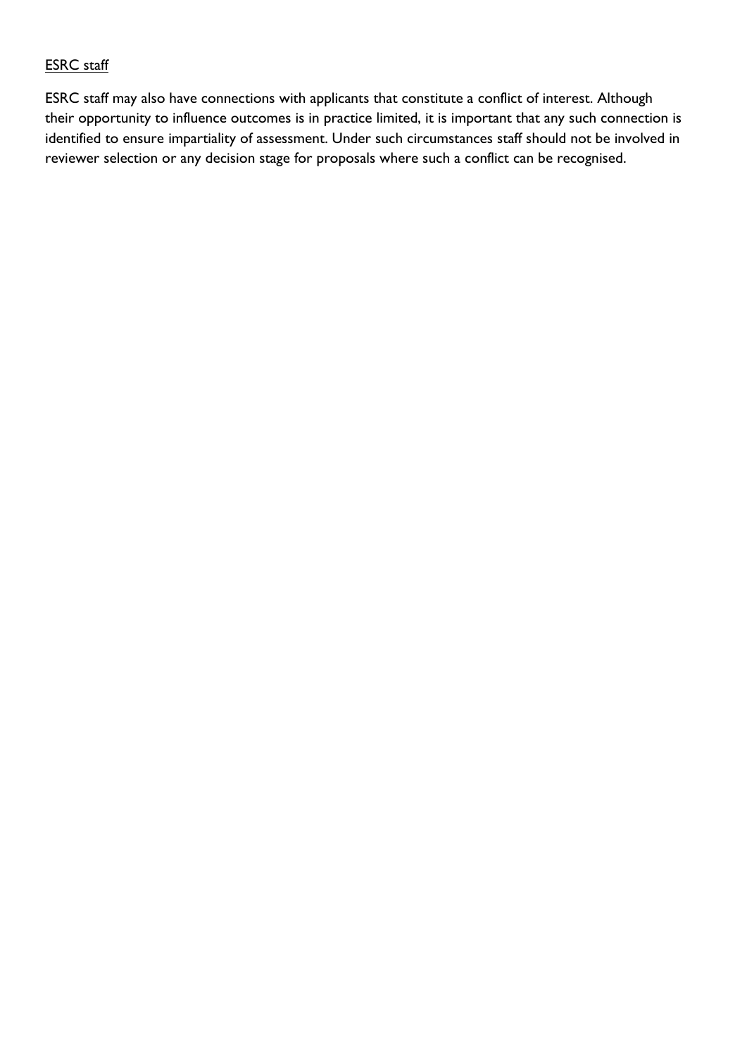ESRC staff

ESRC staff may also have connections with applicants that constitute a conflict of interest. Although their opportunity to influence outcomes is in practice limited, it is important that any such connection is identified to ensure impartiality of assessment. Under such circumstances staff should not be involved in reviewer selection or any decision stage for proposals where such a conflict can be recognised.